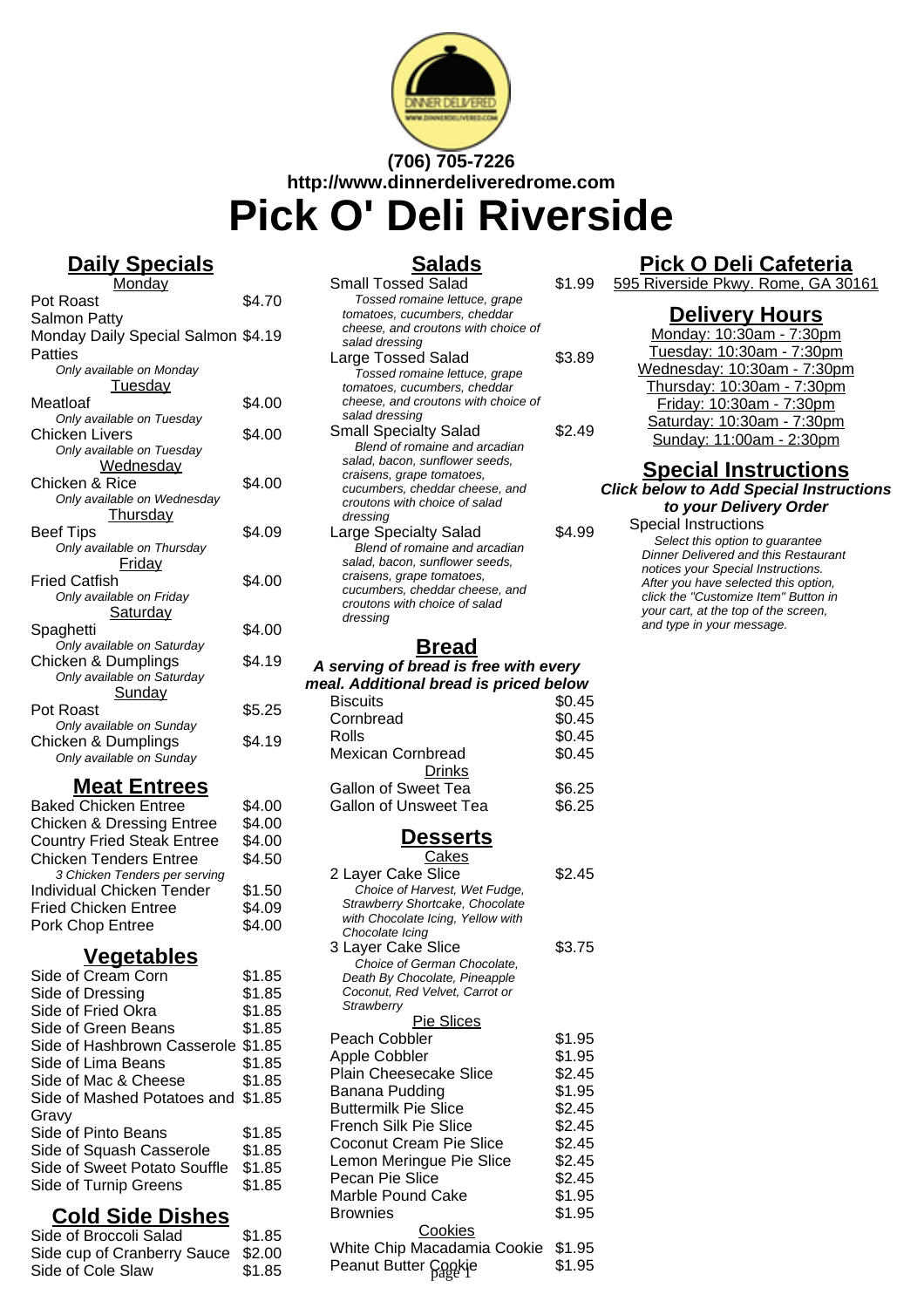**(706) 705-7226**
**http://www.dinnerdeliveredrome.com**

# Pick O' Deli Riverside

## Daily Specials

**Monday**

| Item | Price |
|---|---|
| Pot Roast | $4.70 |
| Salmon Patty | |
| Monday Daily Special Salmon Patties | $4.19 |

*Only available on Monday*

**Tuesday**

| Item | Price |
|---|---|
| Meatloaf<br>*Only available on Tuesday* | $4.00 |
| Chicken Livers<br>*Only available on Tuesday* | $4.00 |

**Wednesday**

| Item | Price |
|---|---|
| Chicken & Rice<br>*Only available on Wednesday* | $4.00 |

**Thursday**

| Item | Price |
|---|---|
| Beef Tips<br>*Only available on Thursday* | $4.09 |

**Friday**

| Item | Price |
|---|---|
| Fried Catfish<br>*Only available on Friday* | $4.00 |

**Saturday**

| Item | Price |
|---|---|
| Spaghetti<br>*Only available on Saturday* | $4.00 |
| Chicken & Dumplings<br>*Only available on Saturday* | $4.19 |

**Sunday**

| Item | Price |
|---|---|
| Pot Roast<br>*Only available on Sunday* | $5.25 |
| Chicken & Dumplings<br>*Only available on Sunday* | $4.19 |

## Meat Entrees

| Item | Price |
|---|---|
| Baked Chicken Entree | $4.00 |
| Chicken & Dressing Entree | $4.00 |
| Country Fried Steak Entree | $4.00 |
| Chicken Tenders Entree<br>*3 Chicken Tenders per serving* | $4.50 |
| Individual Chicken Tender | $1.50 |
| Fried Chicken Entree | $4.09 |
| Pork Chop Entree | $4.00 |

## Vegetables

| Item | Price |
|---|---|
| Side of Cream Corn | $1.85 |
| Side of Dressing | $1.85 |
| Side of Fried Okra | $1.85 |
| Side of Green Beans | $1.85 |
| Side of Hashbrown Casserole | $1.85 |
| Side of Lima Beans | $1.85 |
| Side of Mac & Cheese | $1.85 |
| Side of Mashed Potatoes and Gravy | $1.85 |
| Side of Pinto Beans | $1.85 |
| Side of Squash Casserole | $1.85 |
| Side of Sweet Potato Souffle | $1.85 |
| Side of Turnip Greens | $1.85 |

## Cold Side Dishes

| Item | Price |
|---|---|
| Side of Broccoli Salad | $1.85 |
| Side cup of Cranberry Sauce | $2.00 |
| Side of Cole Slaw | $1.85 |

## Salads

| Item | Price |
|---|---|
| Small Tossed Salad<br>*Tossed romaine lettuce, grape tomatoes, cucumbers, cheddar cheese, and croutons with choice of salad dressing* | $1.99 |
| Large Tossed Salad<br>*Tossed romaine lettuce, grape tomatoes, cucumbers, cheddar cheese, and croutons with choice of salad dressing* | $3.89 |
| Small Specialty Salad<br>*Blend of romaine and arcadian salad, bacon, sunflower seeds, craisens, grape tomatoes, cucumbers, cheddar cheese, and croutons with choice of salad dressing* | $2.49 |
| Large Specialty Salad<br>*Blend of romaine and arcadian salad, bacon, sunflower seeds, craisens, grape tomatoes, cucumbers, cheddar cheese, and croutons with choice of salad dressing* | $4.99 |

## Bread

***A serving of bread is free with every meal. Additional bread is priced below***

| Item | Price |
|---|---|
| Biscuits | $0.45 |
| Cornbread | $0.45 |
| Rolls | $0.45 |
| Mexican Cornbread | $0.45 |

**Drinks**

| Item | Price |
|---|---|
| Gallon of Sweet Tea | $6.25 |
| Gallon of Unsweet Tea | $6.25 |

## Desserts

**Cakes**

| Item | Price |
|---|---|
| 2 Layer Cake Slice<br>*Choice of Harvest, Wet Fudge, Strawberry Shortcake, Chocolate with Chocolate Icing, Yellow with Chocolate Icing* | $2.45 |
| 3 Layer Cake Slice<br>*Choice of German Chocolate, Death By Chocolate, Pineapple Coconut, Red Velvet, Carrot or Strawberry* | $3.75 |

**Pie Slices**

| Item | Price |
|---|---|
| Peach Cobbler | $1.95 |
| Apple Cobbler | $1.95 |
| Plain Cheesecake Slice | $2.45 |
| Banana Pudding | $1.95 |
| Buttermilk Pie Slice | $2.45 |
| French Silk Pie Slice | $2.45 |
| Coconut Cream Pie Slice | $2.45 |
| Lemon Meringue Pie Slice | $2.45 |
| Pecan Pie Slice | $2.45 |
| Marble Pound Cake | $1.95 |
| Brownies | $1.95 |

**Cookies**

| Item | Price |
|---|---|
| White Chip Macadamia Cookie | $1.95 |
| Peanut Butter Cookie | $1.95 |

## Pick O Deli Cafeteria

595 Riverside Pkwy. Rome, GA 30161

## Delivery Hours

Monday: 10:30am - 7:30pm
Tuesday: 10:30am - 7:30pm
Wednesday: 10:30am - 7:30pm
Thursday: 10:30am - 7:30pm
Friday: 10:30am - 7:30pm
Saturday: 10:30am - 7:30pm
Sunday: 11:00am - 2:30pm

## Special Instructions

***Click below to Add Special Instructions to your Delivery Order***

Special Instructions

*Select this option to guarantee Dinner Delivered and this Restaurant notices your Special Instructions. After you have selected this option, click the "Customize Item" Button in your cart, at the top of the screen, and type in your message.*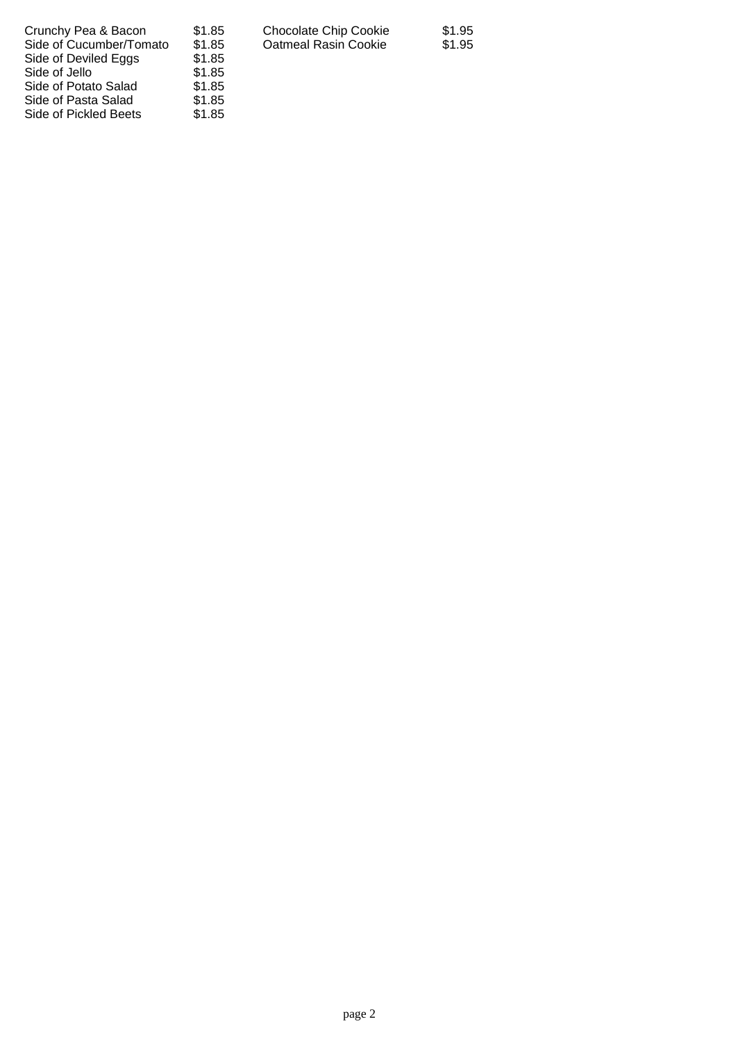| | | | |
|---|---|---|---|
| Crunchy Pea & Bacon | $1.85 | Chocolate Chip Cookie | $1.95 |
| Side of Cucumber/Tomato | $1.85 | Oatmeal Rasin Cookie | $1.95 |
| Side of Deviled Eggs | $1.85 | | |
| Side of Jello | $1.85 | | |
| Side of Potato Salad | $1.85 | | |
| Side of Pasta Salad | $1.85 | | |
| Side of Pickled Beets | $1.85 | | |